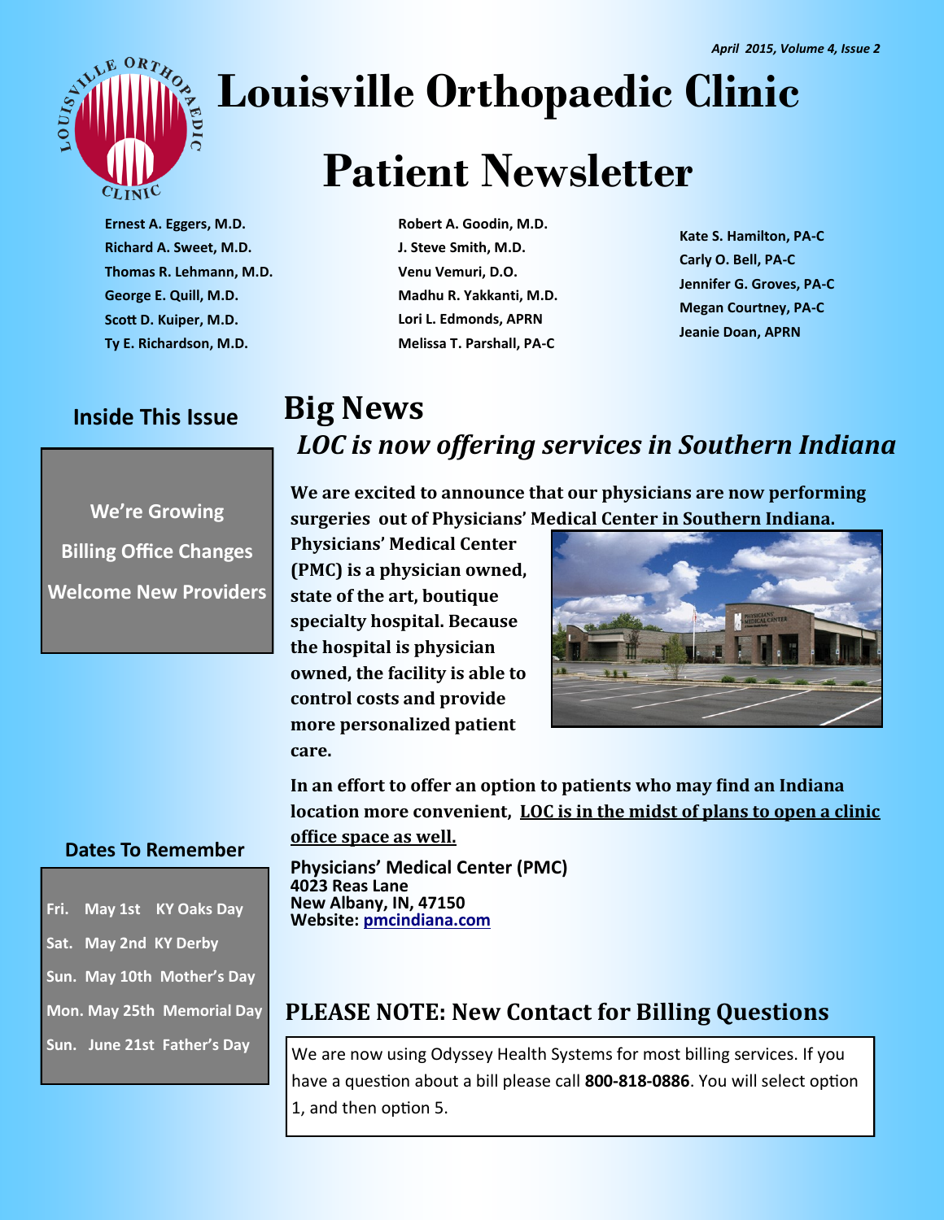# Louisville Orthopaedic Clinic

# Patient Newsletter

**Ernest A. Eggers, M.D.**
**Richard A. Sweet, M.D.**
**Thomas R. Lehmann, M.D.**
**George E. Quill, M.D.**
**Scott D. Kuiper, M.D.**
**Ty E. Richardson, M.D.**

**Robert A. Goodin, M.D.**
**J. Steve Smith, M.D.**
**Venu Vemuri, D.O.**
**Madhu R. Yakkanti, M.D.**
**Lori L. Edmonds, APRN**
**Melissa T. Parshall, PA-C**

**Kate S. Hamilton, PA-C**
**Carly O. Bell, PA-C**
**Jennifer G. Groves, PA-C**
**Megan Courtney, PA-C**
**Jeanie Doan, APRN**

### Inside This Issue

- We're Growing
- Billing Office Changes
- Welcome New Providers

### Dates To Remember

- Fri. May 1st KY Oaks Day
- Sat. May 2nd KY Derby
- Sun. May 10th Mother's Day
- Mon. May 25th Memorial Day
- Sun. June 21st Father's Day

## Big News

### *LOC is now offering services in Southern Indiana*

**We are excited to announce that our physicians are now performing surgeries out of Physicians' Medical Center in Southern Indiana. Physicians' Medical Center (PMC) is a physician owned, state of the art, boutique specialty hospital. Because the hospital is physician owned, the facility is able to control costs and provide more personalized patient care.**

**In an effort to offer an option to patients who may find an Indiana location more convenient, <u>LOC is in the midst of plans to open a clinic office space as well.</u>**

**Physicians' Medical Center (PMC)**
**4023 Reas Lane**
**New Albany, IN, 47150**
**Website: [pmcindiana.com](pmcindiana.com)**

## PLEASE NOTE: New Contact for Billing Questions

We are now using Odyssey Health Systems for most billing services. If you have a question about a bill please call **800-818-0886**. You will select option 1, and then option 5.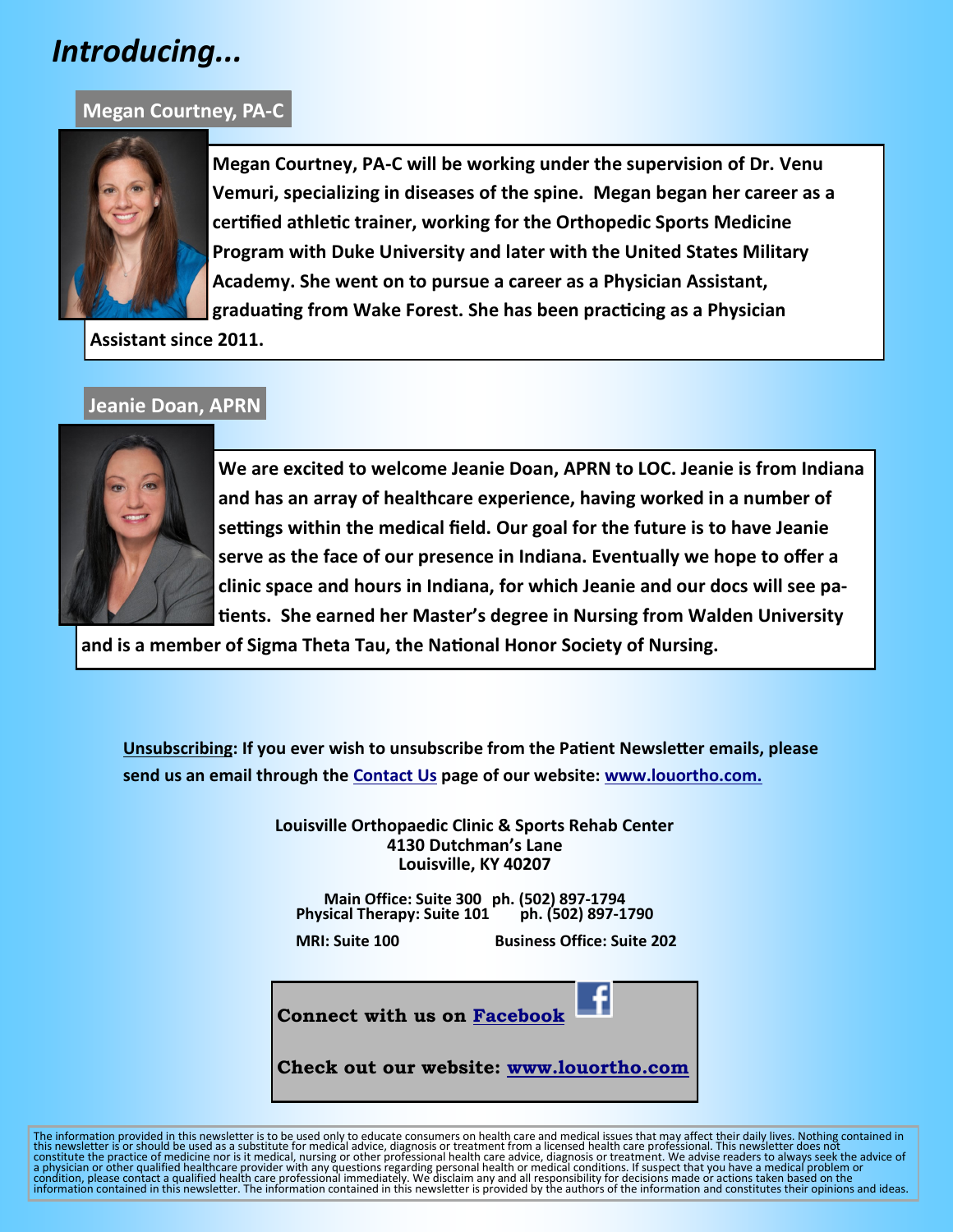# *Introducing...*

## Megan Courtney, PA-C

**Megan Courtney, PA-C will be working under the supervision of Dr. Venu Vemuri, specializing in diseases of the spine. Megan began her career as a certified athletic trainer, working for the Orthopedic Sports Medicine Program with Duke University and later with the United States Military Academy. She went on to pursue a career as a Physician Assistant, graduating from Wake Forest. She has been practicing as a Physician Assistant since 2011.**

## Jeanie Doan, APRN

**We are excited to welcome Jeanie Doan, APRN to LOC. Jeanie is from Indiana and has an array of healthcare experience, having worked in a number of settings within the medical field. Our goal for the future is to have Jeanie serve as the face of our presence in Indiana. Eventually we hope to offer a clinic space and hours in Indiana, for which Jeanie and our docs will see patients. She earned her Master's degree in Nursing from Walden University and is a member of Sigma Theta Tau, the National Honor Society of Nursing.**

**Unsubscribing: If you ever wish to unsubscribe from the Patient Newsletter emails, please send us an email through the Contact Us page of our website: www.louortho.com.**

**Louisville Orthopaedic Clinic & Sports Rehab Center**
**4130 Dutchman's Lane**
**Louisville, KY 40207**

**Main Office: Suite 300 ph. (502) 897-1794**
**Physical Therapy: Suite 101 ph. (502) 897-1790**

**MRI: Suite 100**
**Business Office: Suite 202**

**Connect with us on Facebook**

**Check out our website: www.louortho.com**

The information provided in this newsletter is to be used only to educate consumers on health care and medical issues that may affect their daily lives. Nothing contained in this newsletter is or should be used as a substitute for medical advice, diagnosis or treatment from a licensed health care professional. This newsletter does not constitute the practice of medicine nor is it medical, nursing or other professional health care advice, diagnosis or treatment. We advise readers to always seek the advice of a physician or other qualified healthcare provider with any questions regarding personal health or medical conditions. If suspect that you have a medical problem or condition, please contact a qualified health care professional immediately. We disclaim any and all responsibility for decisions made or actions taken based on the information contained in this newsletter. The information contained in this newsletter is provided by the authors of the information and constitutes their opinions and ideas.